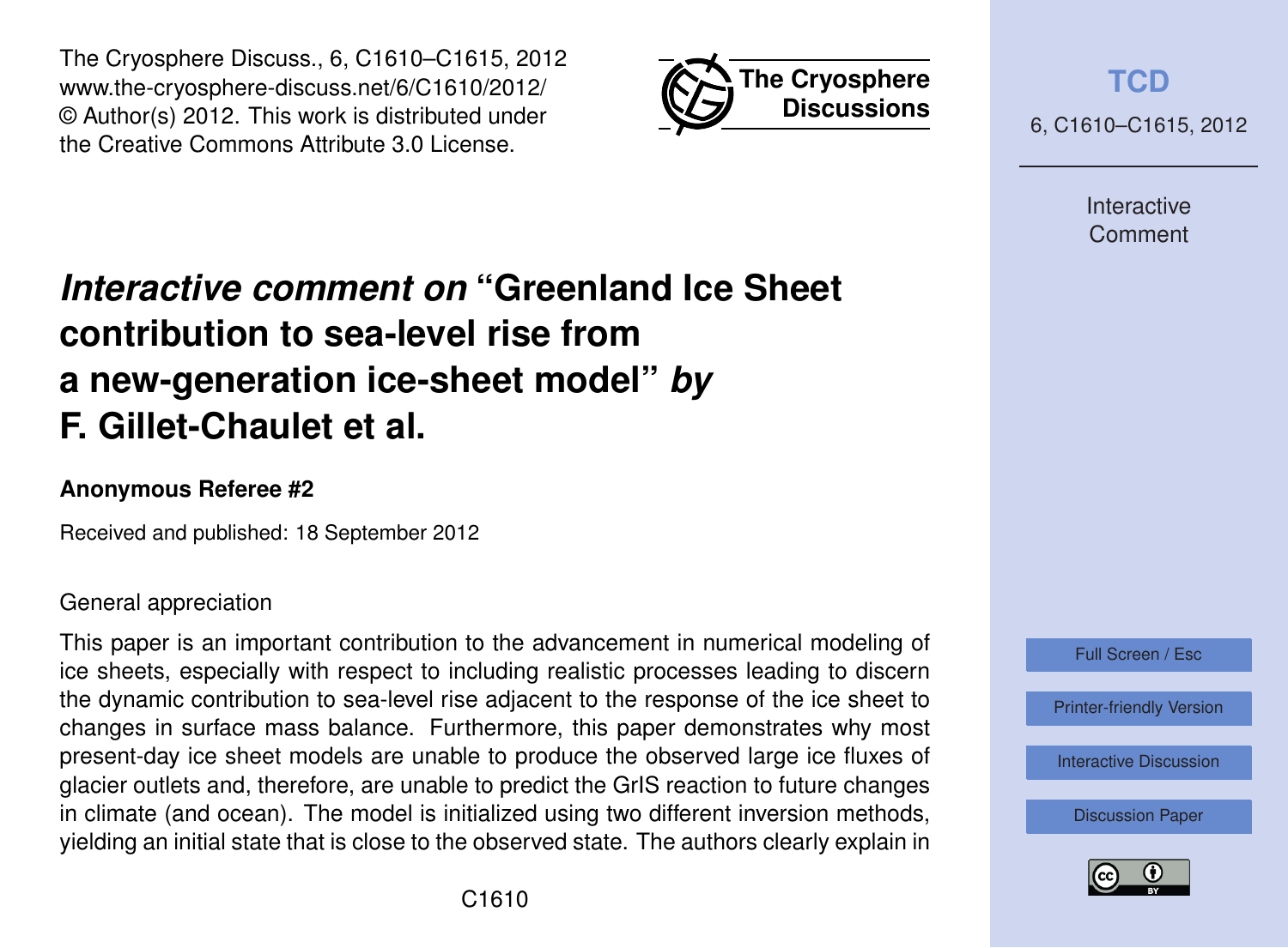# *Interactive comment on* "Greenland Ice Sheet contribution to sea-level rise from a new-generation ice-sheet model" *by* F. Gillet-Chaulet et al.

**Anonymous Referee #2**

Received and published: 18 September 2012

General appreciation

This paper is an important contribution to the advancement in numerical modeling of ice sheets, especially with respect to including realistic processes leading to discern the dynamic contribution to sea-level rise adjacent to the response of the ice sheet to changes in surface mass balance. Furthermore, this paper demonstrates why most present-day ice sheet models are unable to produce the observed large ice fluxes of glacier outlets and, therefore, are unable to predict the GrIS reaction to future changes in climate (and ocean). The model is initialized using two different inversion methods, yielding an initial state that is close to the observed state. The authors clearly explain in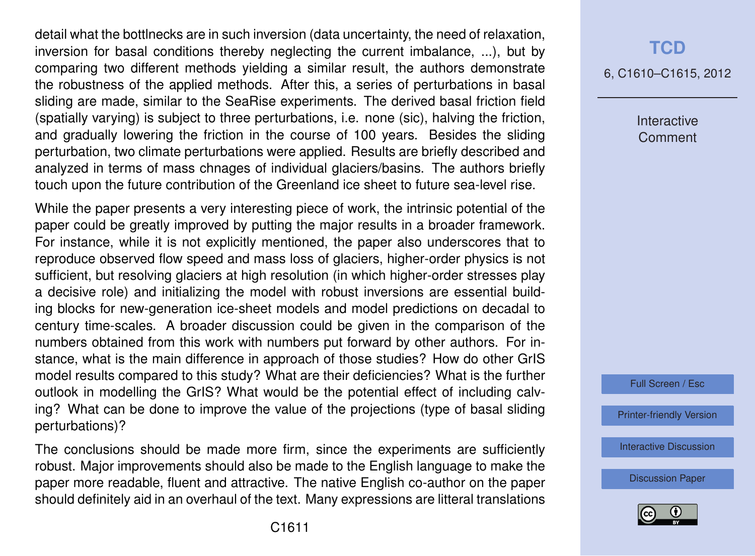detail what the bottlnecks are in such inversion (data uncertainty, the need of relaxation, inversion for basal conditions thereby neglecting the current imbalance, ...), but by comparing two different methods yielding a similar result, the authors demonstrate the robustness of the applied methods. After this, a series of perturbations in basal sliding are made, similar to the SeaRise experiments. The derived basal friction field (spatially varying) is subject to three perturbations, i.e. none (sic), halving the friction, and gradually lowering the friction in the course of 100 years. Besides the sliding perturbation, two climate perturbations were applied. Results are briefly described and analyzed in terms of mass chnages of individual glaciers/basins. The authors briefly touch upon the future contribution of the Greenland ice sheet to future sea-level rise.

While the paper presents a very interesting piece of work, the intrinsic potential of the paper could be greatly improved by putting the major results in a broader framework. For instance, while it is not explicitly mentioned, the paper also underscores that to reproduce observed flow speed and mass loss of glaciers, higher-order physics is not sufficient, but resolving glaciers at high resolution (in which higher-order stresses play a decisive role) and initializing the model with robust inversions are essential building blocks for new-generation ice-sheet models and model predictions on decadal to century time-scales. A broader discussion could be given in the comparison of the numbers obtained from this work with numbers put forward by other authors. For instance, what is the main difference in approach of those studies? How do other GrIS model results compared to this study? What are their deficiencies? What is the further outlook in modelling the GrIS? What would be the potential effect of including calving? What can be done to improve the value of the projections (type of basal sliding perturbations)?

The conclusions should be made more firm, since the experiments are sufficiently robust. Major improvements should also be made to the English language to make the paper more readable, fluent and attractive. The native English co-author on the paper should definitely aid in an overhaul of the text. Many expressions are litteral translations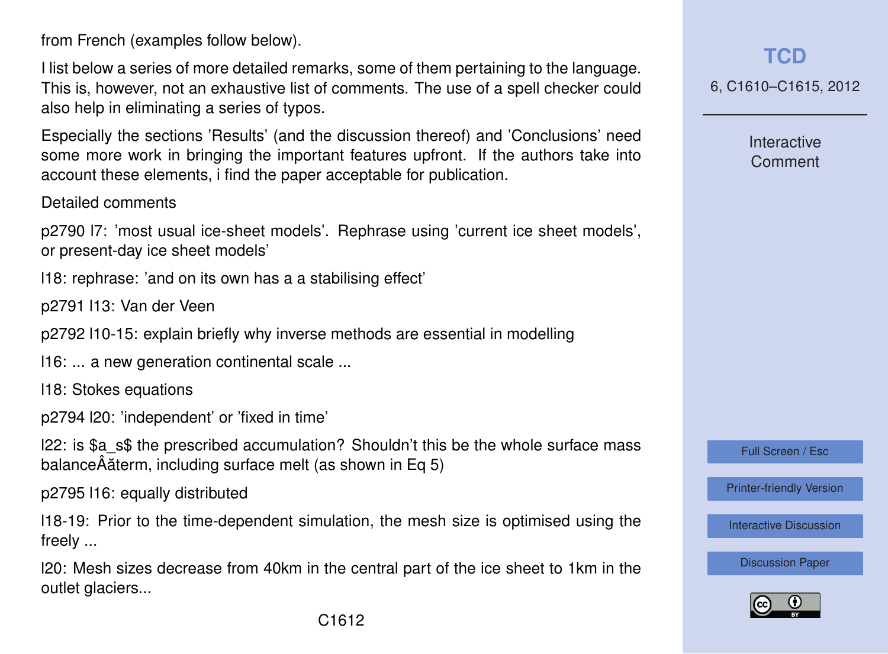from French (examples follow below).

I list below a series of more detailed remarks, some of them pertaining to the language. This is, however, not an exhaustive list of comments. The use of a spell checker could also help in eliminating a series of typos.

Especially the sections 'Results' (and the discussion thereof) and 'Conclusions' need some more work in bringing the important features upfront. If the authors take into account these elements, i find the paper acceptable for publication.

Detailed comments

p2790 l7: 'most usual ice-sheet models'. Rephrase using 'current ice sheet models', or present-day ice sheet models'

l18: rephrase: 'and on its own has a a stabilising effect'

p2791 l13: Van der Veen

p2792 l10-15: explain briefly why inverse methods are essential in modelling

l16: ... a new generation continental scale ...

l18: Stokes equations

p2794 l20: 'independent' or 'fixed in time'

l22: is $a_s$ the prescribed accumulation? Shouldn't this be the whole surface mass balanceÂăterm, including surface melt (as shown in Eq 5)

p2795 l16: equally distributed

l18-19: Prior to the time-dependent simulation, the mesh size is optimised using the freely ...

l20: Mesh sizes decrease from 40km in the central part of the ice sheet to 1km in the outlet glaciers...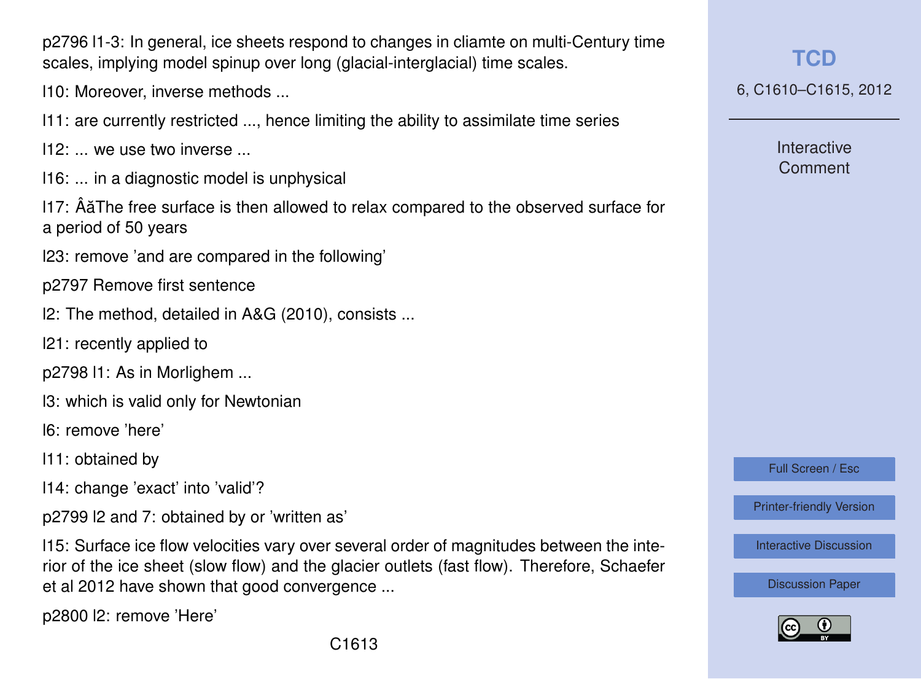p2796 l1-3: In general, ice sheets respond to changes in cliamte on multi-Century time scales, implying model spinup over long (glacial-interglacial) time scales.

l10: Moreover, inverse methods ...

l11: are currently restricted ..., hence limiting the ability to assimilate time series

l12: ... we use two inverse ...

l16: ... in a diagnostic model is unphysical

l17: Âă The free surface is then allowed to relax compared to the observed surface for a period of 50 years

l23: remove 'and are compared in the following'

p2797 Remove first sentence

l2: The method, detailed in A&G (2010), consists ...

l21: recently applied to

p2798 l1: As in Morlighem ...

l3: which is valid only for Newtonian

l6: remove 'here'

l11: obtained by

l14: change 'exact' into 'valid'?

p2799 l2 and 7: obtained by or 'written as'

l15: Surface ice flow velocities vary over several order of magnitudes between the interior of the ice sheet (slow flow) and the glacier outlets (fast flow). Therefore, Schaefer et al 2012 have shown that good convergence ...

p2800 l2: remove 'Here'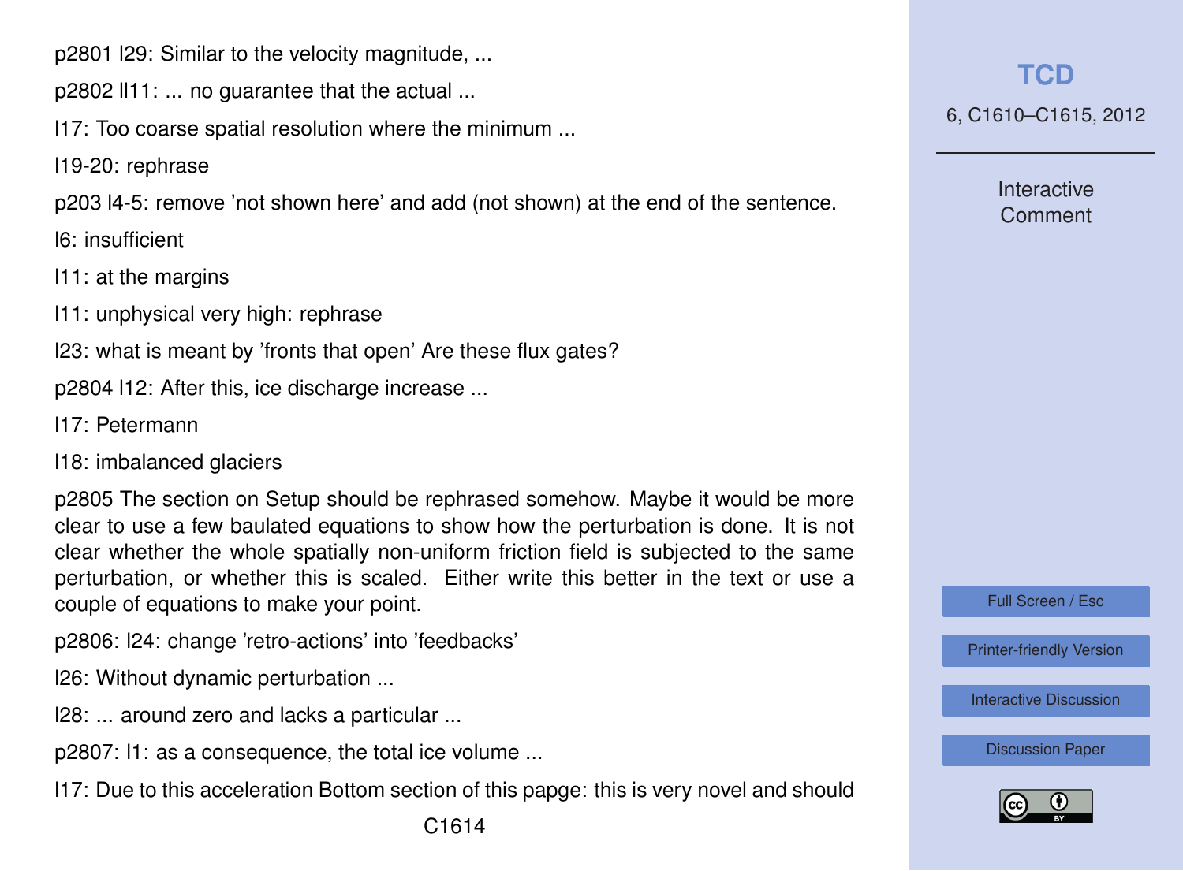p2801 l29: Similar to the velocity magnitude, ...

p2802 ll11: ... no guarantee that the actual ...

l17: Too coarse spatial resolution where the minimum ...

l19-20: rephrase

p203 l4-5: remove 'not shown here' and add (not shown) at the end of the sentence.

l6: insufficient

l11: at the margins

l11: unphysical very high: rephrase

l23: what is meant by 'fronts that open' Are these flux gates?

p2804 l12: After this, ice discharge increase ...

l17: Petermann

l18: imbalanced glaciers

p2805 The section on Setup should be rephrased somehow. Maybe it would be more clear to use a few baulated equations to show how the perturbation is done. It is not clear whether the whole spatially non-uniform friction field is subjected to the same perturbation, or whether this is scaled. Either write this better in the text or use a couple of equations to make your point.

p2806: l24: change 'retro-actions' into 'feedbacks'

l26: Without dynamic perturbation ...

l28: ... around zero and lacks a particular ...

p2807: l1: as a consequence, the total ice volume ...

l17: Due to this acceleration Bottom section of this papge: this is very novel and should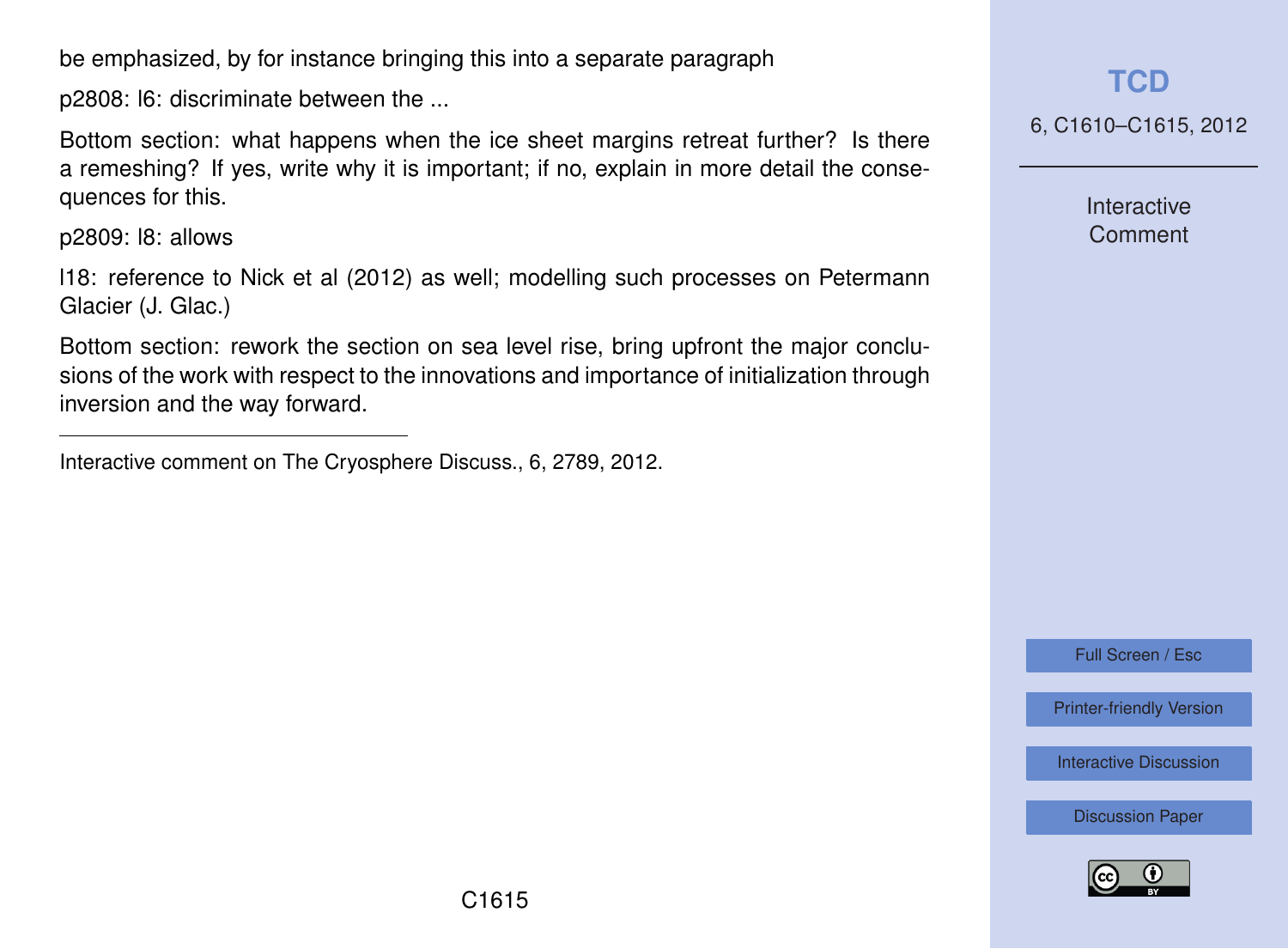be emphasized, by for instance bringing this into a separate paragraph

p2808: l6: discriminate between the ...

Bottom section: what happens when the ice sheet margins retreat further? Is there a remeshing? If yes, write why it is important; if no, explain in more detail the consequences for this.

p2809: l8: allows

l18: reference to Nick et al (2012) as well; modelling such processes on Petermann Glacier (J. Glac.)

Bottom section: rework the section on sea level rise, bring upfront the major conclusions of the work with respect to the innovations and importance of initialization through inversion and the way forward.

---

Interactive comment on The Cryosphere Discuss., 6, 2789, 2012.